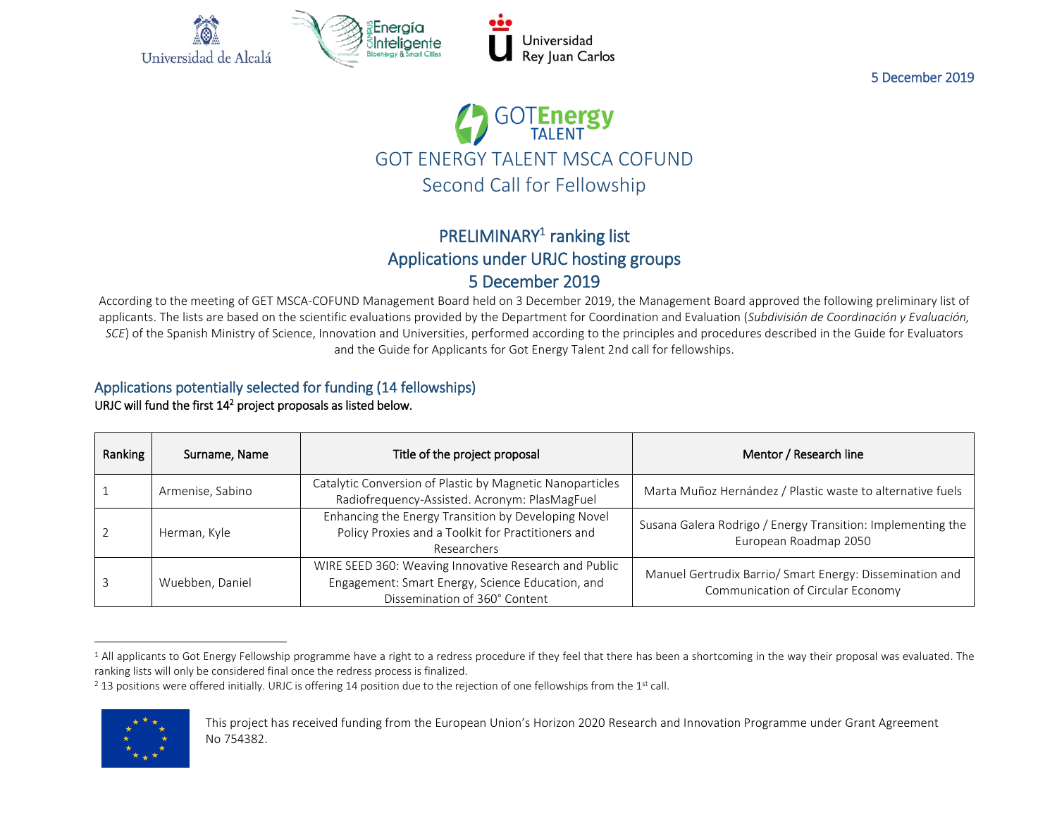5 December 2019

# GOT ENERGY TALENT MSCA COFUND

## Second Call for Fellowship

## PRELIMINARY[1] ranking list
## Applications under URJC hosting groups
## 5 December 2019

According to the meeting of GET MSCA-COFUND Management Board held on 3 December 2019, the Management Board approved the following preliminary list of applicants. The lists are based on the scientific evaluations provided by the Department for Coordination and Evaluation (*Subdivisión de Coordinación y Evaluación, SCE*) of the Spanish Ministry of Science, Innovation and Universities, performed according to the principles and procedures described in the Guide for Evaluators and the Guide for Applicants for Got Energy Talent 2nd call for fellowships.

### Applications potentially selected for funding (14 fellowships)

**URJC will fund the first 14[2] project proposals as listed below.**

| Ranking | Surname, Name | Title of the project proposal | Mentor / Research line |
|---|---|---|---|
| 1 | Armenise, Sabino | Catalytic Conversion of Plastic by Magnetic Nanoparticles Radiofrequency-Assisted. Acronym: PlasMagFuel | Marta Muñoz Hernández / Plastic waste to alternative fuels |
| 2 | Herman, Kyle | Enhancing the Energy Transition by Developing Novel Policy Proxies and a Toolkit for Practitioners and Researchers | Susana Galera Rodrigo / Energy Transition: Implementing the European Roadmap 2050 |
| 3 | Wuebben, Daniel | WIRE SEED 360: Weaving Innovative Research and Public Engagement: Smart Energy, Science Education, and Dissemination of 360° Content | Manuel Gertrudix Barrio/ Smart Energy: Dissemination and Communication of Circular Economy |

[1] All applicants to Got Energy Fellowship programme have a right to a redress procedure if they feel that there has been a shortcoming in the way their proposal was evaluated. The ranking lists will only be considered final once the redress process is finalized.

[2] 13 positions were offered initially. URJC is offering 14 position due to the rejection of one fellowships from the 1st call.

This project has received funding from the European Union's Horizon 2020 Research and Innovation Programme under Grant Agreement No 754382.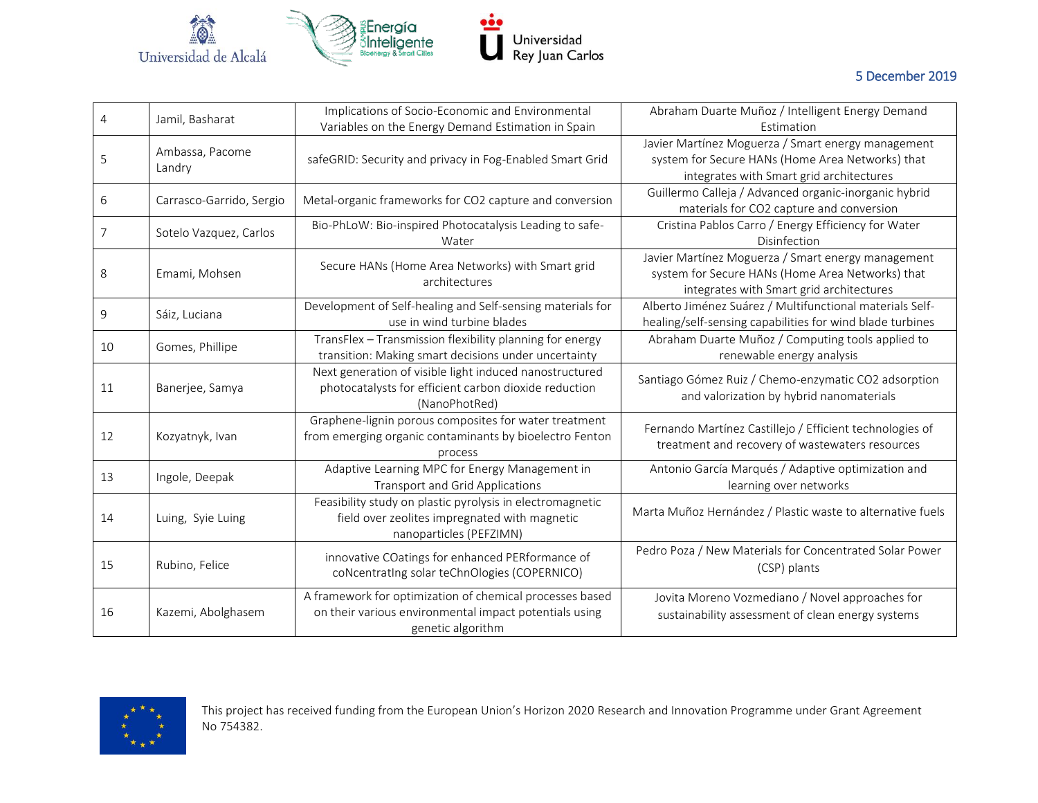5 December 2019

| 4 | Jamil, Basharat | Implications of Socio-Economic and Environmental Variables on the Energy Demand Estimation in Spain | Abraham Duarte Muñoz / Intelligent Energy Demand Estimation |
|---|---|---|---|
| 5 | Ambassa, Pacome Landry | safeGRID: Security and privacy in Fog-Enabled Smart Grid | Javier Martínez Moguerza / Smart energy management system for Secure HANs (Home Area Networks) that integrates with Smart grid architectures |
| 6 | Carrasco-Garrido, Sergio | Metal-organic frameworks for CO2 capture and conversion | Guillermo Calleja / Advanced organic-inorganic hybrid materials for CO2 capture and conversion |
| 7 | Sotelo Vazquez, Carlos | Bio-PhLoW: Bio-inspired Photocatalysis Leading to safe-Water | Cristina Pablos Carro / Energy Efficiency for Water Disinfection |
| 8 | Emami, Mohsen | Secure HANs (Home Area Networks) with Smart grid architectures | Javier Martínez Moguerza / Smart energy management system for Secure HANs (Home Area Networks) that integrates with Smart grid architectures |
| 9 | Sáiz, Luciana | Development of Self-healing and Self-sensing materials for use in wind turbine blades | Alberto Jiménez Suárez / Multifunctional materials Self-healing/self-sensing capabilities for wind blade turbines |
| 10 | Gomes, Phillipe | TransFlex – Transmission flexibility planning for energy transition: Making smart decisions under uncertainty | Abraham Duarte Muñoz / Computing tools applied to renewable energy analysis |
| 11 | Banerjee, Samya | Next generation of visible light induced nanostructured photocatalysts for efficient carbon dioxide reduction (NanoPhotRed) | Santiago Gómez Ruiz / Chemo-enzymatic CO2 adsorption and valorization by hybrid nanomaterials |
| 12 | Kozyatnyk, Ivan | Graphene-lignin porous composites for water treatment from emerging organic contaminants by bioelectro Fenton process | Fernando Martínez Castillejo / Efficient technologies of treatment and recovery of wastewaters resources |
| 13 | Ingole, Deepak | Adaptive Learning MPC for Energy Management in Transport and Grid Applications | Antonio García Marqués / Adaptive optimization and learning over networks |
| 14 | Luing, Syie Luing | Feasibility study on plastic pyrolysis in electromagnetic field over zeolites impregnated with magnetic nanoparticles (PEFZIMN) | Marta Muñoz Hernández / Plastic waste to alternative fuels |
| 15 | Rubino, Felice | innovative COatings for enhanced PERformance of coNcentratIng solar teChnOlogies (COPERNICO) | Pedro Poza / New Materials for Concentrated Solar Power (CSP) plants |
| 16 | Kazemi, Abolghasem | A framework for optimization of chemical processes based on their various environmental impact potentials using genetic algorithm | Jovita Moreno Vozmediano / Novel approaches for sustainability assessment of clean energy systems |

This project has received funding from the European Union's Horizon 2020 Research and Innovation Programme under Grant Agreement No 754382.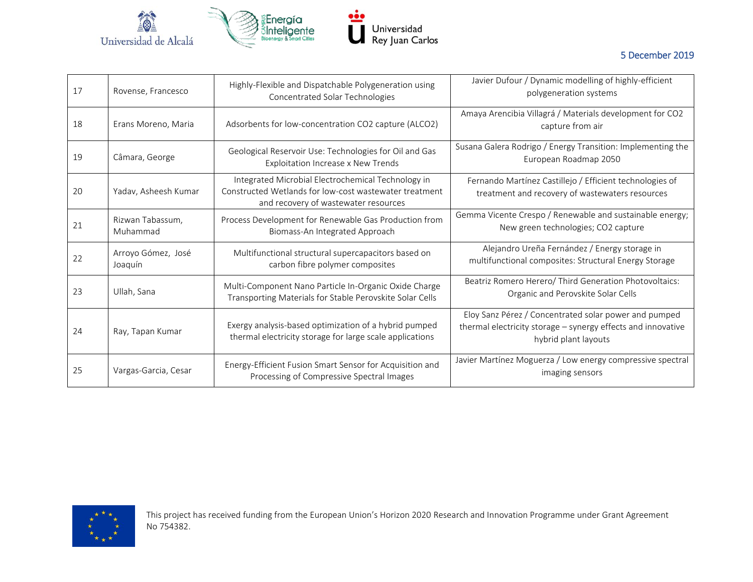| 17 | Rovense, Francesco | Highly-Flexible and Dispatchable Polygeneration using Concentrated Solar Technologies | Javier Dufour / Dynamic modelling of highly-efficient polygeneration systems |
|---|---|---|---|
| 18 | Erans Moreno, Maria | Adsorbents for low-concentration CO2 capture (ALCO2) | Amaya Arencibia Villagrá / Materials development for CO2 capture from air |
| 19 | Câmara, George | Geological Reservoir Use: Technologies for Oil and Gas Exploitation Increase x New Trends | Susana Galera Rodrigo / Energy Transition: Implementing the European Roadmap 2050 |
| 20 | Yadav, Asheesh Kumar | Integrated Microbial Electrochemical Technology in Constructed Wetlands for low-cost wastewater treatment and recovery of wastewater resources | Fernando Martínez Castillejo / Efficient technologies of treatment and recovery of wastewaters resources |
| 21 | Rizwan Tabassum, Muhammad | Process Development for Renewable Gas Production from Biomass-An Integrated Approach | Gemma Vicente Crespo / Renewable and sustainable energy; New green technologies; CO2 capture |
| 22 | Arroyo Gómez, José Joaquín | Multifunctional structural supercapacitors based on carbon fibre polymer composites | Alejandro Ureña Fernández / Energy storage in multifunctional composites: Structural Energy Storage |
| 23 | Ullah, Sana | Multi-Component Nano Particle In-Organic Oxide Charge Transporting Materials for Stable Perovskite Solar Cells | Beatriz Romero Herero/ Third Generation Photovoltaics: Organic and Perovskite Solar Cells |
| 24 | Ray, Tapan Kumar | Exergy analysis-based optimization of a hybrid pumped thermal electricity storage for large scale applications | Eloy Sanz Pérez / Concentrated solar power and pumped thermal electricity storage – synergy effects and innovative hybrid plant layouts |
| 25 | Vargas-Garcia, Cesar | Energy-Efficient Fusion Smart Sensor for Acquisition and Processing of Compressive Spectral Images | Javier Martínez Moguerza / Low energy compressive spectral imaging sensors |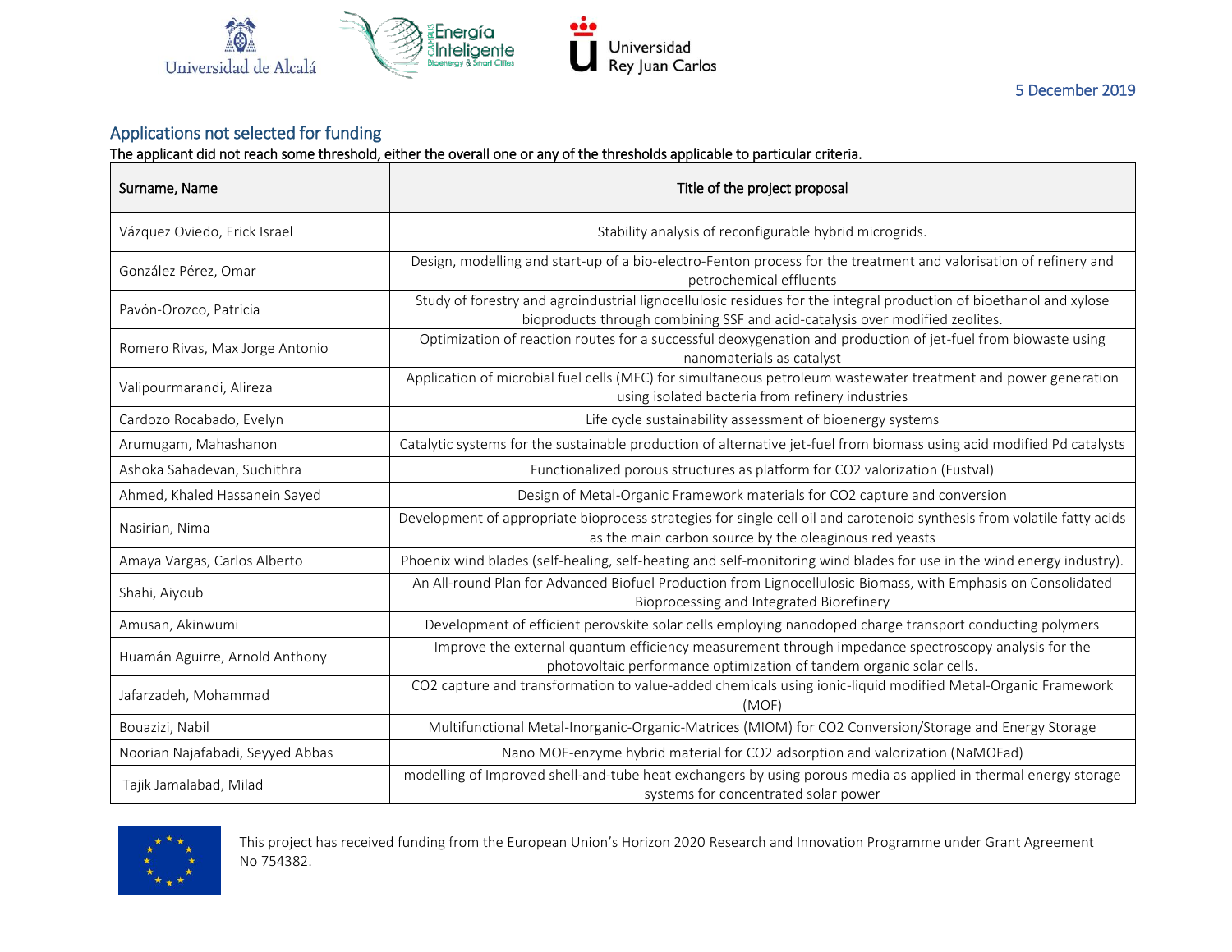5 December 2019

## Applications not selected for funding

**The applicant did not reach some threshold, either the overall one or any of the thresholds applicable to particular criteria.**

| Surname, Name | Title of the project proposal |
|---|---|
| Vázquez Oviedo, Erick Israel | Stability analysis of reconfigurable hybrid microgrids. |
| González Pérez, Omar | Design, modelling and start-up of a bio-electro-Fenton process for the treatment and valorisation of refinery and petrochemical effluents |
| Pavón-Orozco, Patricia | Study of forestry and agroindustrial lignocellulosic residues for the integral production of bioethanol and xylose bioproducts through combining SSF and acid-catalysis over modified zeolites. |
| Romero Rivas, Max Jorge Antonio | Optimization of reaction routes for a successful deoxygenation and production of jet-fuel from biowaste using nanomaterials as catalyst |
| Valipourmarandi, Alireza | Application of microbial fuel cells (MFC) for simultaneous petroleum wastewater treatment and power generation using isolated bacteria from refinery industries |
| Cardozo Rocabado, Evelyn | Life cycle sustainability assessment of bioenergy systems |
| Arumugam, Mahashanon | Catalytic systems for the sustainable production of alternative jet-fuel from biomass using acid modified Pd catalysts |
| Ashoka Sahadevan, Suchithra | Functionalized porous structures as platform for CO2 valorization (Fustval) |
| Ahmed, Khaled Hassanein Sayed | Design of Metal-Organic Framework materials for CO2 capture and conversion |
| Nasirian, Nima | Development of appropriate bioprocess strategies for single cell oil and carotenoid synthesis from volatile fatty acids as the main carbon source by the oleaginous red yeasts |
| Amaya Vargas, Carlos Alberto | Phoenix wind blades (self-healing, self-heating and self-monitoring wind blades for use in the wind energy industry). |
| Shahi, Aiyoub | An All-round Plan for Advanced Biofuel Production from Lignocellulosic Biomass, with Emphasis on Consolidated Bioprocessing and Integrated Biorefinery |
| Amusan, Akinwumi | Development of efficient perovskite solar cells employing nanodoped charge transport conducting polymers |
| Huamán Aguirre, Arnold Anthony | Improve the external quantum efficiency measurement through impedance spectroscopy analysis for the photovoltaic performance optimization of tandem organic solar cells. |
| Jafarzadeh, Mohammad | CO2 capture and transformation to value-added chemicals using ionic-liquid modified Metal-Organic Framework (MOF) |
| Bouazizi, Nabil | Multifunctional Metal-Inorganic-Organic-Matrices (MIOM) for CO2 Conversion/Storage and Energy Storage |
| Noorian Najafabadi, Seyyed Abbas | Nano MOF-enzyme hybrid material for CO2 adsorption and valorization (NaMOFad) |
| Tajik Jamalabad, Milad | modelling of Improved shell-and-tube heat exchangers by using porous media as applied in thermal energy storage systems for concentrated solar power |

This project has received funding from the European Union's Horizon 2020 Research and Innovation Programme under Grant Agreement No 754382.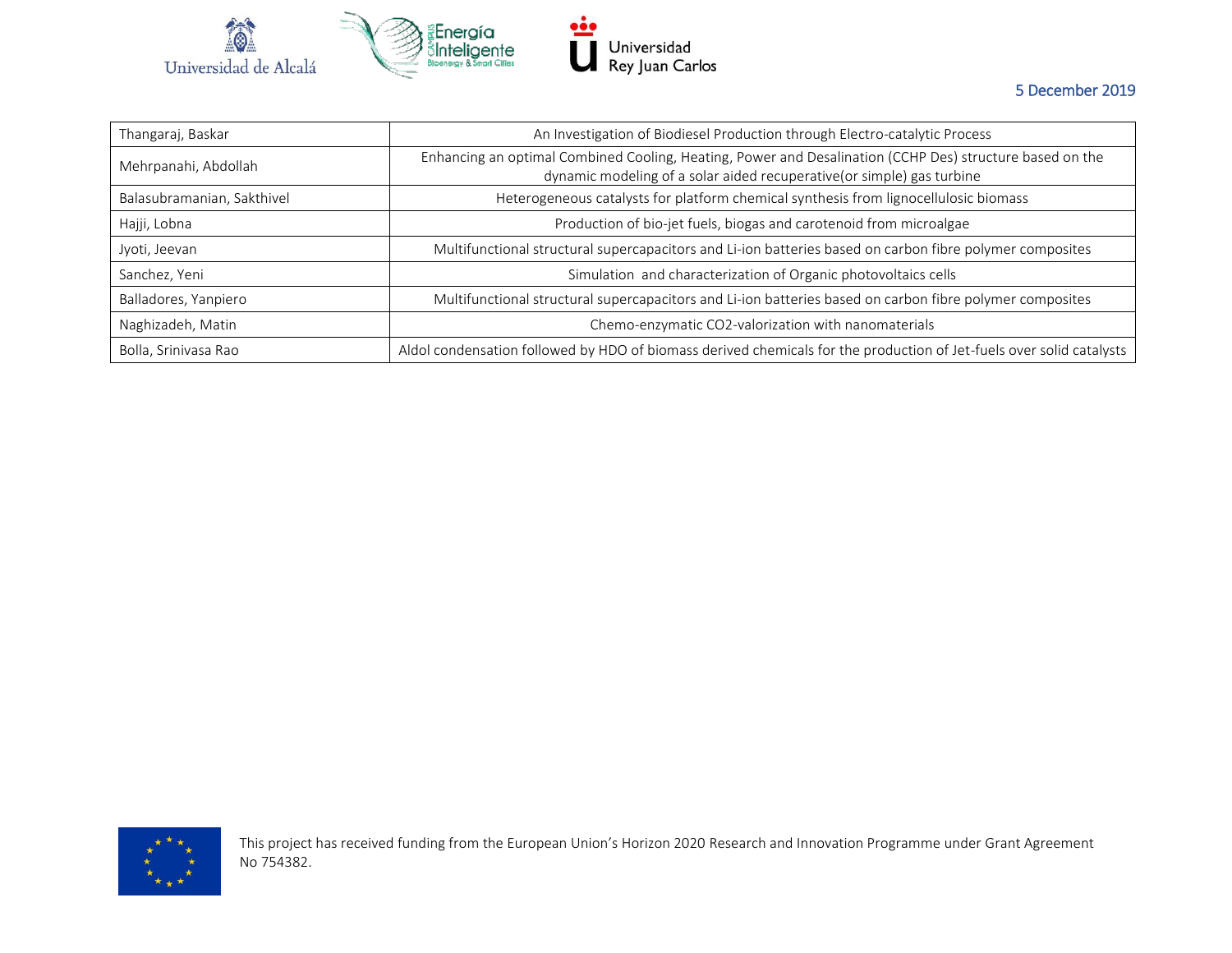5 December 2019

| | |
|---|---|
| Thangaraj, Baskar | An Investigation of Biodiesel Production through Electro-catalytic Process |
| Mehrpanahi, Abdollah | Enhancing an optimal Combined Cooling, Heating, Power and Desalination (CCHP Des) structure based on the dynamic modeling of a solar aided recuperative(or simple) gas turbine |
| Balasubramanian, Sakthivel | Heterogeneous catalysts for platform chemical synthesis from lignocellulosic biomass |
| Hajji, Lobna | Production of bio-jet fuels, biogas and carotenoid from microalgae |
| Jyoti, Jeevan | Multifunctional structural supercapacitors and Li-ion batteries based on carbon fibre polymer composites |
| Sanchez, Yeni | Simulation and characterization of Organic photovoltaics cells |
| Balladores, Yanpiero | Multifunctional structural supercapacitors and Li-ion batteries based on carbon fibre polymer composites |
| Naghizadeh, Matin | Chemo-enzymatic $CO_2$-valorization with nanomaterials |
| Bolla, Srinivasa Rao | Aldol condensation followed by HDO of biomass derived chemicals for the production of Jet-fuels over solid catalysts |

This project has received funding from the European Union's Horizon 2020 Research and Innovation Programme under Grant Agreement No 754382.